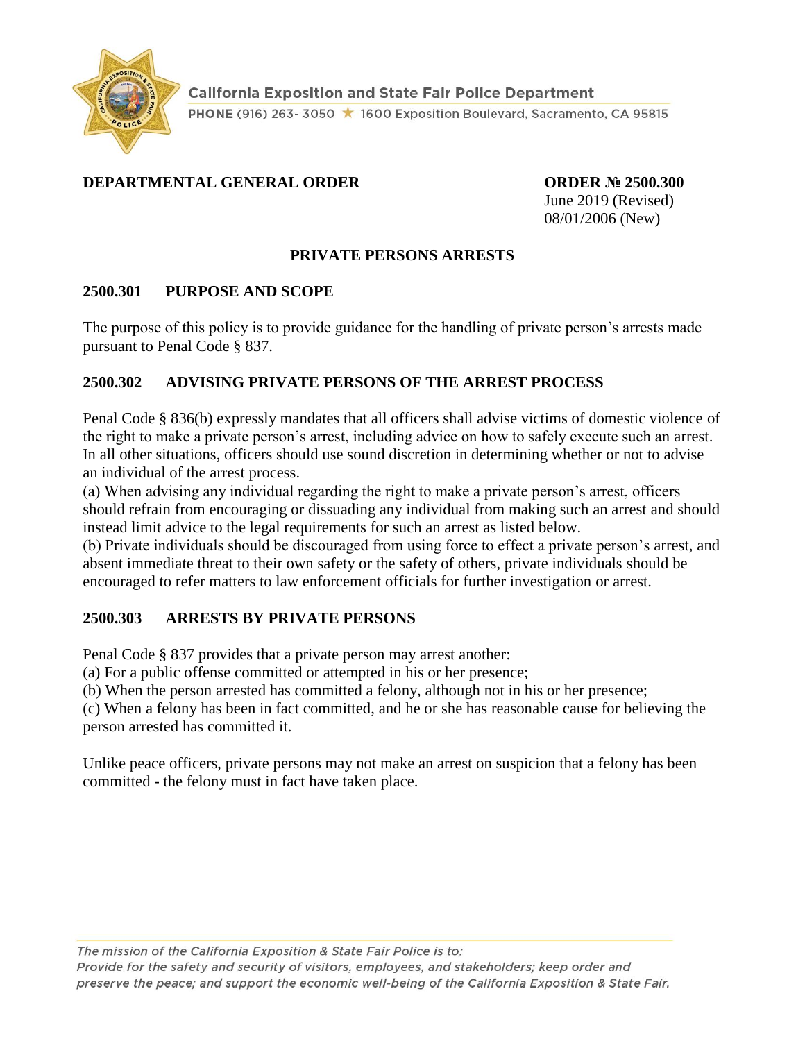California Exposition and State Fair Police Department

PHONE (916) 263- 3050 ★ 1600 Exposition Boulevard, Sacramento, CA 95815

**DEPARTMENTAL GENERAL ORDER**

**ORDER № 2500.300**
June 2019 (Revised)
08/01/2006 (New)

# PRIVATE PERSONS ARRESTS

## 2500.301 PURPOSE AND SCOPE

The purpose of this policy is to provide guidance for the handling of private person's arrests made pursuant to Penal Code § 837.

## 2500.302 ADVISING PRIVATE PERSONS OF THE ARREST PROCESS

Penal Code § 836(b) expressly mandates that all officers shall advise victims of domestic violence of the right to make a private person's arrest, including advice on how to safely execute such an arrest. In all other situations, officers should use sound discretion in determining whether or not to advise an individual of the arrest process.

(a) When advising any individual regarding the right to make a private person's arrest, officers should refrain from encouraging or dissuading any individual from making such an arrest and should instead limit advice to the legal requirements for such an arrest as listed below.

(b) Private individuals should be discouraged from using force to effect a private person's arrest, and absent immediate threat to their own safety or the safety of others, private individuals should be encouraged to refer matters to law enforcement officials for further investigation or arrest.

## 2500.303 ARRESTS BY PRIVATE PERSONS

Penal Code § 837 provides that a private person may arrest another:

(a) For a public offense committed or attempted in his or her presence;

(b) When the person arrested has committed a felony, although not in his or her presence;

(c) When a felony has been in fact committed, and he or she has reasonable cause for believing the person arrested has committed it.

Unlike peace officers, private persons may not make an arrest on suspicion that a felony has been committed - the felony must in fact have taken place.

*The mission of the California Exposition & State Fair Police is to:*
*Provide for the safety and security of visitors, employees, and stakeholders; keep order and preserve the peace; and support the economic well-being of the California Exposition & State Fair.*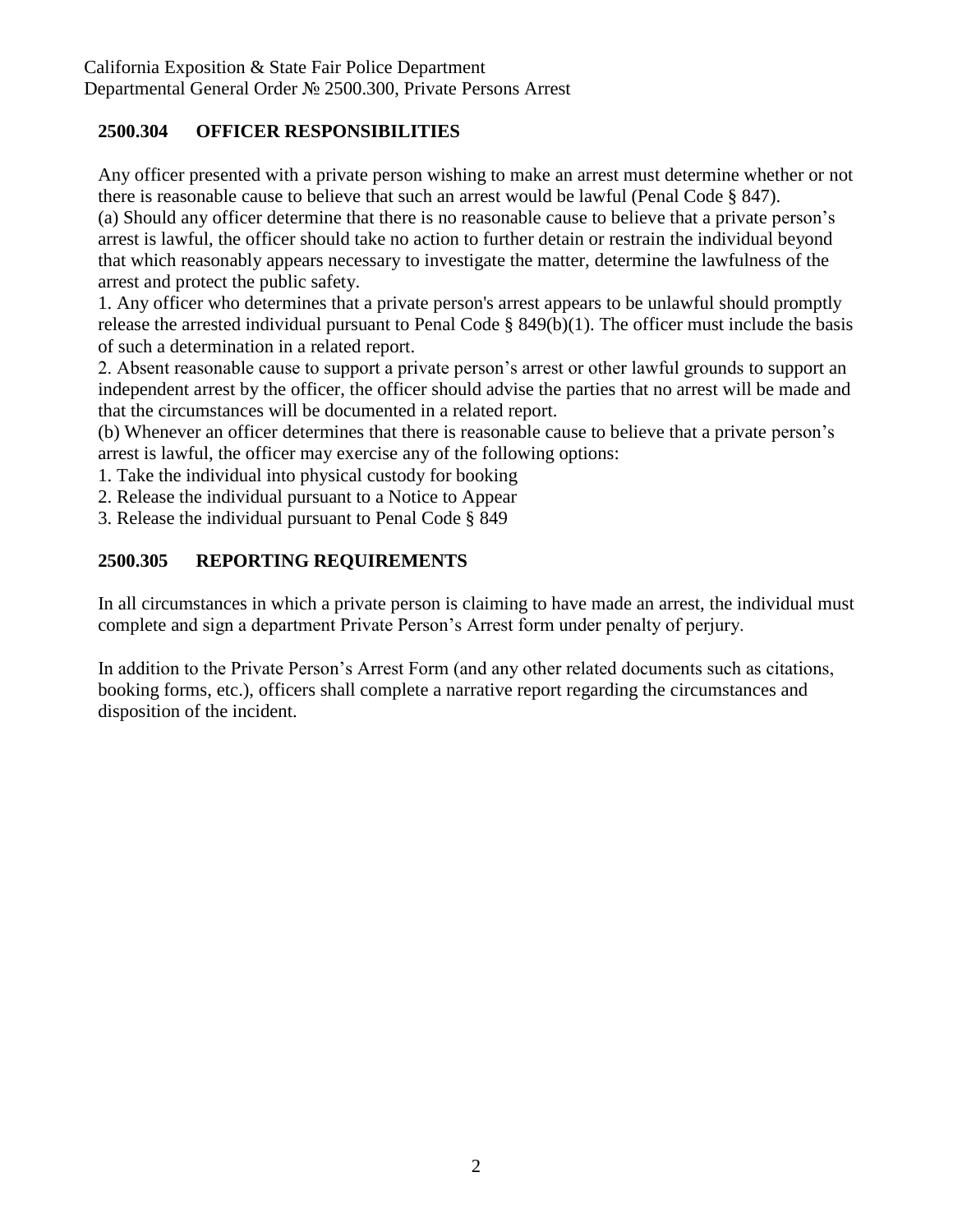## 2500.304 OFFICER RESPONSIBILITIES

Any officer presented with a private person wishing to make an arrest must determine whether or not there is reasonable cause to believe that such an arrest would be lawful (Penal Code § 847).

(a) Should any officer determine that there is no reasonable cause to believe that a private person's arrest is lawful, the officer should take no action to further detain or restrain the individual beyond that which reasonably appears necessary to investigate the matter, determine the lawfulness of the arrest and protect the public safety.

1. Any officer who determines that a private person's arrest appears to be unlawful should promptly release the arrested individual pursuant to Penal Code § 849(b)(1). The officer must include the basis of such a determination in a related report.
2. Absent reasonable cause to support a private person's arrest or other lawful grounds to support an independent arrest by the officer, the officer should advise the parties that no arrest will be made and that the circumstances will be documented in a related report.

(b) Whenever an officer determines that there is reasonable cause to believe that a private person's arrest is lawful, the officer may exercise any of the following options:

1. Take the individual into physical custody for booking
2. Release the individual pursuant to a Notice to Appear
3. Release the individual pursuant to Penal Code § 849

## 2500.305 REPORTING REQUIREMENTS

In all circumstances in which a private person is claiming to have made an arrest, the individual must complete and sign a department Private Person's Arrest form under penalty of perjury.

In addition to the Private Person's Arrest Form (and any other related documents such as citations, booking forms, etc.), officers shall complete a narrative report regarding the circumstances and disposition of the incident.